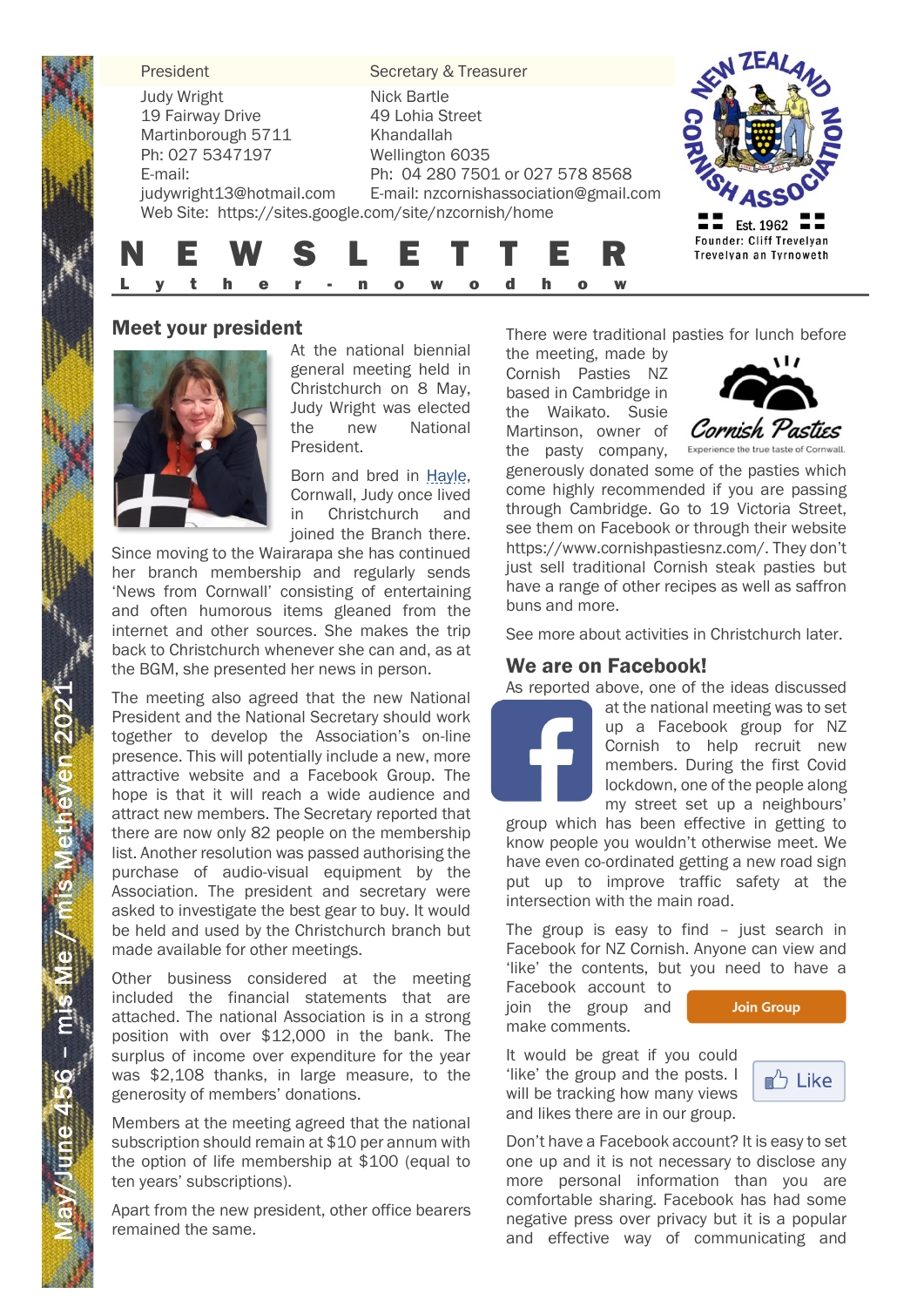| President | Secretary & Treasurer |
|---|---|
| Judy Wright | Nick Bartle |
| 19 Fairway Drive | 49 Lohia Street |
| Martinborough 5711 | Khandallah |
| Ph: 027 5347197 | Wellington 6035 |
| E-mail: | Ph: 04 280 7501 or 027 578 8568 |
| judywright13@hotmail.com | E-mail: nzcornishassociation@gmail.com |

Web Site: https://sites.google.com/site/nzcornish/home

NEW ZEALAND CORNISH ASSOCIATION
Est. 1962
Founder: Cliff Trevelyan
Trevelyan an Tyrnoweth

# NEWSLETTER

Lytherow-nowodhow

May/June 456 - mis Me / mis Metheven 2021

## Meet your president

At the national biennial general meeting held in Christchurch on 8 May, Judy Wright was elected the new National President.

Born and bred in Hayle, Cornwall, Judy once lived in Christchurch and joined the Branch there. Since moving to the Wairarapa she has continued her branch membership and regularly sends 'News from Cornwall' consisting of entertaining and often humorous items gleaned from the internet and other sources. She makes the trip back to Christchurch whenever she can and, as at the BGM, she presented her news in person.

The meeting also agreed that the new National President and the National Secretary should work together to develop the Association's on-line presence. This will potentially include a new, more attractive website and a Facebook Group. The hope is that it will reach a wide audience and attract new members. The Secretary reported that there are now only 82 people on the membership list. Another resolution was passed authorising the purchase of audio-visual equipment by the Association. The president and secretary were asked to investigate the best gear to buy. It would be held and used by the Christchurch branch but made available for other meetings.

Other business considered at the meeting included the financial statements that are attached. The national Association is in a strong position with over $12,000 in the bank. The surplus of income over expenditure for the year was $2,108 thanks, in large measure, to the generosity of members' donations.

Members at the meeting agreed that the national subscription should remain at $10 per annum with the option of life membership at $100 (equal to ten years' subscriptions).

Apart from the new president, other office bearers remained the same.

There were traditional pasties for lunch before the meeting, made by Cornish Pasties NZ based in Cambridge in the Waikato. Susie Martinson, owner of the pasty company, generously donated some of the pasties which come highly recommended if you are passing through Cambridge. Go to 19 Victoria Street, see them on Facebook or through their website https://www.cornishpastiesnz.com/. They don't just sell traditional Cornish steak pasties but have a range of other recipes as well as saffron buns and more.

Cornish Pasties
Experience the true taste of Cornwall.

See more about activities in Christchurch later.

## We are on Facebook!

As reported above, one of the ideas discussed at the national meeting was to set up a Facebook group for NZ Cornish to help recruit new members. During the first Covid lockdown, one of the people along my street set up a neighbours' group which has been effective in getting to know people you wouldn't otherwise meet. We have even co-ordinated getting a new road sign put up to improve traffic safety at the intersection with the main road.

The group is easy to find – just search in Facebook for NZ Cornish. Anyone can view and 'like' the contents, but you need to have a Facebook account to join the group and make comments.

Join Group

It would be great if you could 'like' the group and the posts. I will be tracking how many views and likes there are in our group.

Like

Don't have a Facebook account? It is easy to set one up and it is not necessary to disclose any more personal information than you are comfortable sharing. Facebook has had some negative press over privacy but it is a popular and effective way of communicating and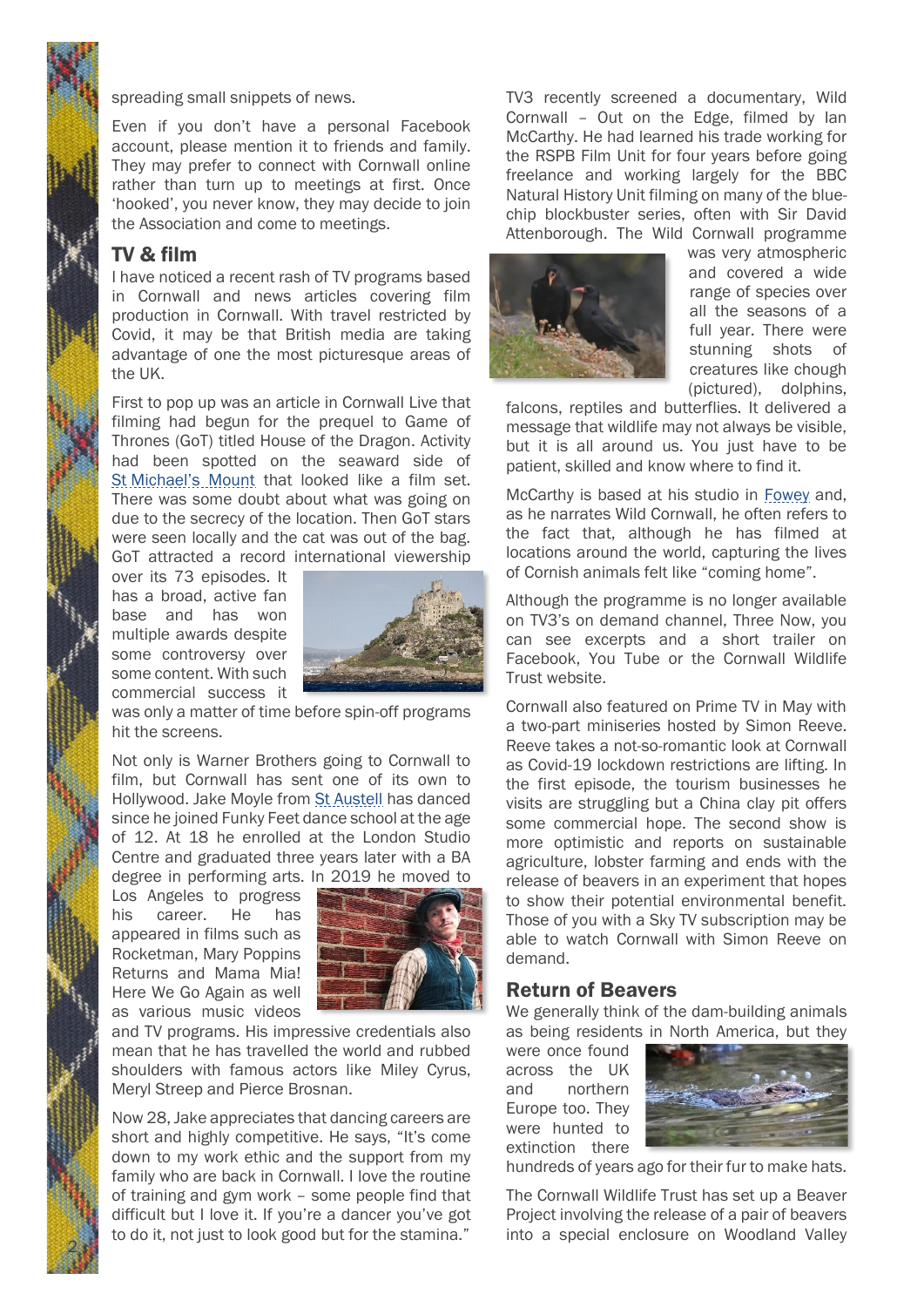spreading small snippets of news.

Even if you don't have a personal Facebook account, please mention it to friends and family. They may prefer to connect with Cornwall online rather than turn up to meetings at first. Once 'hooked', you never know, they may decide to join the Association and come to meetings.

## TV & film

I have noticed a recent rash of TV programs based in Cornwall and news articles covering film production in Cornwall. With travel restricted by Covid, it may be that British media are taking advantage of one the most picturesque areas of the UK.

First to pop up was an article in Cornwall Live that filming had begun for the prequel to Game of Thrones (GoT) titled House of the Dragon. Activity had been spotted on the seaward side of St Michael's Mount that looked like a film set. There was some doubt about what was going on due to the secrecy of the location. Then GoT stars were seen locally and the cat was out of the bag. GoT attracted a record international viewership over its 73 episodes. It has a broad, active fan base and has won multiple awards despite some controversy over some content. With such commercial success it was only a matter of time before spin-off programs hit the screens.

Not only is Warner Brothers going to Cornwall to film, but Cornwall has sent one of its own to Hollywood. Jake Moyle from St Austell has danced since he joined Funky Feet dance school at the age of 12. At 18 he enrolled at the London Studio Centre and graduated three years later with a BA degree in performing arts. In 2019 he moved to Los Angeles to progress his career. He has appeared in films such as Rocketman, Mary Poppins Returns and Mama Mia! Here We Go Again as well as various music videos and TV programs. His impressive credentials also mean that he has travelled the world and rubbed shoulders with famous actors like Miley Cyrus, Meryl Streep and Pierce Brosnan.

Now 28, Jake appreciates that dancing careers are short and highly competitive. He says, "It's come down to my work ethic and the support from my family who are back in Cornwall. I love the routine of training and gym work – some people find that difficult but I love it. If you're a dancer you've got to do it, not just to look good but for the stamina."

TV3 recently screened a documentary, Wild Cornwall – Out on the Edge, filmed by Ian McCarthy. He had learned his trade working for the RSPB Film Unit for four years before going freelance and working largely for the BBC Natural History Unit filming on many of the blue-chip blockbuster series, often with Sir David Attenborough. The Wild Cornwall programme was very atmospheric and covered a wide range of species over all the seasons of a full year. There were stunning shots of creatures like chough (pictured), dolphins, falcons, reptiles and butterflies. It delivered a message that wildlife may not always be visible, but it is all around us. You just have to be patient, skilled and know where to find it.

McCarthy is based at his studio in Fowey and, as he narrates Wild Cornwall, he often refers to the fact that, although he has filmed at locations around the world, capturing the lives of Cornish animals felt like "coming home".

Although the programme is no longer available on TV3's on demand channel, Three Now, you can see excerpts and a short trailer on Facebook, You Tube or the Cornwall Wildlife Trust website.

Cornwall also featured on Prime TV in May with a two-part miniseries hosted by Simon Reeve. Reeve takes a not-so-romantic look at Cornwall as Covid-19 lockdown restrictions are lifting. In the first episode, the tourism businesses he visits are struggling but a China clay pit offers some commercial hope. The second show is more optimistic and reports on sustainable agriculture, lobster farming and ends with the release of beavers in an experiment that hopes to show their potential environmental benefit. Those of you with a Sky TV subscription may be able to watch Cornwall with Simon Reeve on demand.

## Return of Beavers

We generally think of the dam-building animals as being residents in North America, but they were once found across the UK and northern Europe too. They were hunted to extinction there hundreds of years ago for their fur to make hats.

The Cornwall Wildlife Trust has set up a Beaver Project involving the release of a pair of beavers into a special enclosure on Woodland Valley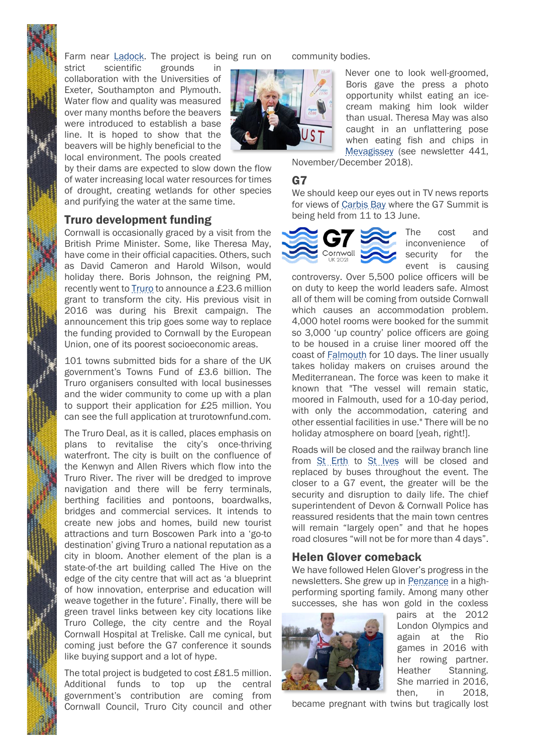Farm near Ladock. The project is being run on strict scientific grounds in collaboration with the Universities of Exeter, Southampton and Plymouth. Water flow and quality was measured over many months before the beavers were introduced to establish a base line. It is hoped to show that the beavers will be highly beneficial to the local environment. The pools created by their dams are expected to slow down the flow of water increasing local water resources for times of drought, creating wetlands for other species and purifying the water at the same time.

## Truro development funding

Cornwall is occasionally graced by a visit from the British Prime Minister. Some, like Theresa May, have come in their official capacities. Others, such as David Cameron and Harold Wilson, would holiday there. Boris Johnson, the reigning PM, recently went to Truro to announce a £23.6 million grant to transform the city. His previous visit in 2016 was during his Brexit campaign. The announcement this trip goes some way to replace the funding provided to Cornwall by the European Union, one of its poorest socioeconomic areas.

101 towns submitted bids for a share of the UK government's Towns Fund of £3.6 billion. The Truro organisers consulted with local businesses and the wider community to come up with a plan to support their application for £25 million. You can see the full application at trurotownfund.com.

The Truro Deal, as it is called, places emphasis on plans to revitalise the city's once-thriving waterfront. The city is built on the confluence of the Kenwyn and Allen Rivers which flow into the Truro River. The river will be dredged to improve navigation and there will be ferry terminals, berthing facilities and pontoons, boardwalks, bridges and commercial services. It intends to create new jobs and homes, build new tourist attractions and turn Boscowen Park into a 'go-to destination' giving Truro a national reputation as a city in bloom. Another element of the plan is a state-of-the art building called The Hive on the edge of the city centre that will act as 'a blueprint of how innovation, enterprise and education will weave together in the future'. Finally, there will be green travel links between key city locations like Truro College, the city centre and the Royal Cornwall Hospital at Treliske. Call me cynical, but coming just before the G7 conference it sounds like buying support and a lot of hype.

The total project is budgeted to cost £81.5 million. Additional funds to top up the central government's contribution are coming from Cornwall Council, Truro City council and other community bodies.

Never one to look well-groomed, Boris gave the press a photo opportunity whilst eating an ice-cream making him look wilder than usual. Theresa May was also caught in an unflattering pose when eating fish and chips in Mevagissey (see newsletter 441, November/December 2018).

## G7

We should keep our eyes out in TV news reports for views of Carbis Bay where the G7 Summit is being held from 11 to 13 June.

The cost and inconvenience of security for the event is causing controversy. Over 5,500 police officers will be on duty to keep the world leaders safe. Almost all of them will be coming from outside Cornwall which causes an accommodation problem. 4,000 hotel rooms were booked for the summit so 3,000 'up country' police officers are going to be housed in a cruise liner moored off the coast of Falmouth for 10 days. The liner usually takes holiday makers on cruises around the Mediterranean. The force was keen to make it known that "The vessel will remain static, moored in Falmouth, used for a 10-day period, with only the accommodation, catering and other essential facilities in use." There will be no holiday atmosphere on board [yeah, right!].

Roads will be closed and the railway branch line from St Erth to St Ives will be closed and replaced by buses throughout the event. The closer to a G7 event, the greater will be the security and disruption to daily life. The chief superintendent of Devon & Cornwall Police has reassured residents that the main town centres will remain "largely open" and that he hopes road closures "will not be for more than 4 days".

## Helen Glover comeback

We have followed Helen Glover's progress in the newsletters. She grew up in Penzance in a high-performing sporting family. Among many other successes, she has won gold in the coxless pairs at the 2012 London Olympics and again at the Rio games in 2016 with her rowing partner. Heather Stanning. She married in 2016, then, in 2018, became pregnant with twins but tragically lost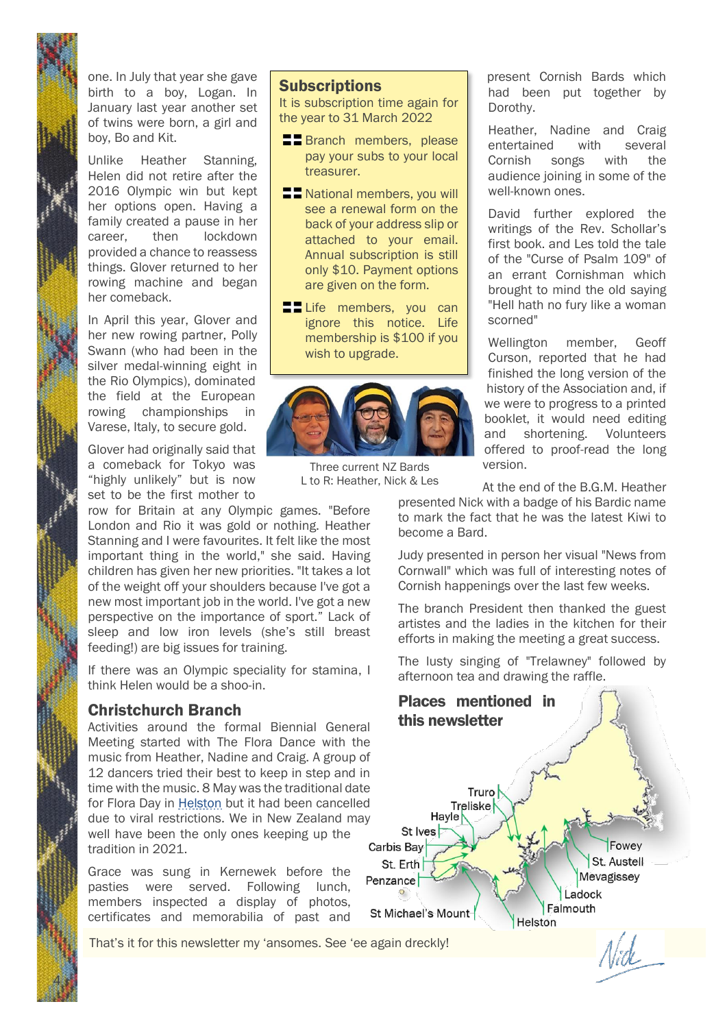one. In July that year she gave birth to a boy, Logan. In January last year another set of twins were born, a girl and boy, Bo and Kit.

Unlike Heather Stanning, Helen did not retire after the 2016 Olympic win but kept her options open. Having a family created a pause in her career, then lockdown provided a chance to reassess things. Glover returned to her rowing machine and began her comeback.

In April this year, Glover and her new rowing partner, Polly Swann (who had been in the silver medal-winning eight in the Rio Olympics), dominated the field at the European rowing championships in Varese, Italy, to secure gold.

Glover had originally said that a comeback for Tokyo was "highly unlikely" but is now set to be the first mother to row for Britain at any Olympic games. "Before London and Rio it was gold or nothing. Heather Stanning and I were favourites. It felt like the most important thing in the world," she said. Having children has given her new priorities. "It takes a lot of the weight off your shoulders because I've got a new most important job in the world. I've got a new perspective on the importance of sport." Lack of sleep and low iron levels (she's still breast feeding!) are big issues for training.

If there was an Olympic speciality for stamina, I think Helen would be a shoo-in.

## Subscriptions

It is subscription time again for the year to 31 March 2022

- Branch members, please pay your subs to your local treasurer.
- National members, you will see a renewal form on the back of your address slip or attached to your email. Annual subscription is still only $10. Payment options are given on the form.
- Life members, you can ignore this notice. Life membership is $100 if you wish to upgrade.

Three current NZ Bards
L to R: Heather, Nick & Les

## Christchurch Branch

Activities around the formal Biennial General Meeting started with The Flora Dance with the music from Heather, Nadine and Craig. A group of 12 dancers tried their best to keep in step and in time with the music. 8 May was the traditional date for Flora Day in Helston but it had been cancelled due to viral restrictions. We in New Zealand may well have been the only ones keeping up the tradition in 2021.

Grace was sung in Kernewek before the pasties were served. Following lunch, members inspected a display of photos, certificates and memorabilia of past and present Cornish Bards which had been put together by Dorothy.

Heather, Nadine and Craig entertained with several Cornish songs with the audience joining in some of the well-known ones.

David further explored the writings of the Rev. Schollar's first book. and Les told the tale of the "Curse of Psalm 109" of an errant Cornishman which brought to mind the old saying "Hell hath no fury like a woman scorned"

Wellington member, Geoff Curson, reported that he had finished the long version of the history of the Association and, if we were to progress to a printed booklet, it would need editing and shortening. Volunteers offered to proof-read the long version.

At the end of the B.G.M. Heather presented Nick with a badge of his Bardic name to mark the fact that he was the latest Kiwi to become a Bard.

Judy presented in person her visual "News from Cornwall" which was full of interesting notes of Cornish happenings over the last few weeks.

The branch President then thanked the guest artistes and the ladies in the kitchen for their efforts in making the meeting a great success.

The lusty singing of "Trelawney" followed by afternoon tea and drawing the raffle.

## Places mentioned in this newsletter

Truro
Treliske
Hayle
St Ives
Carbis Bay
St. Erth
Penzance
St Michael's Mount
Helston
Falmouth
Ladock
Mevagissey
St. Austell
Fowey

That's it for this newsletter my 'ansomes. See 'ee again dreckly!

Nick